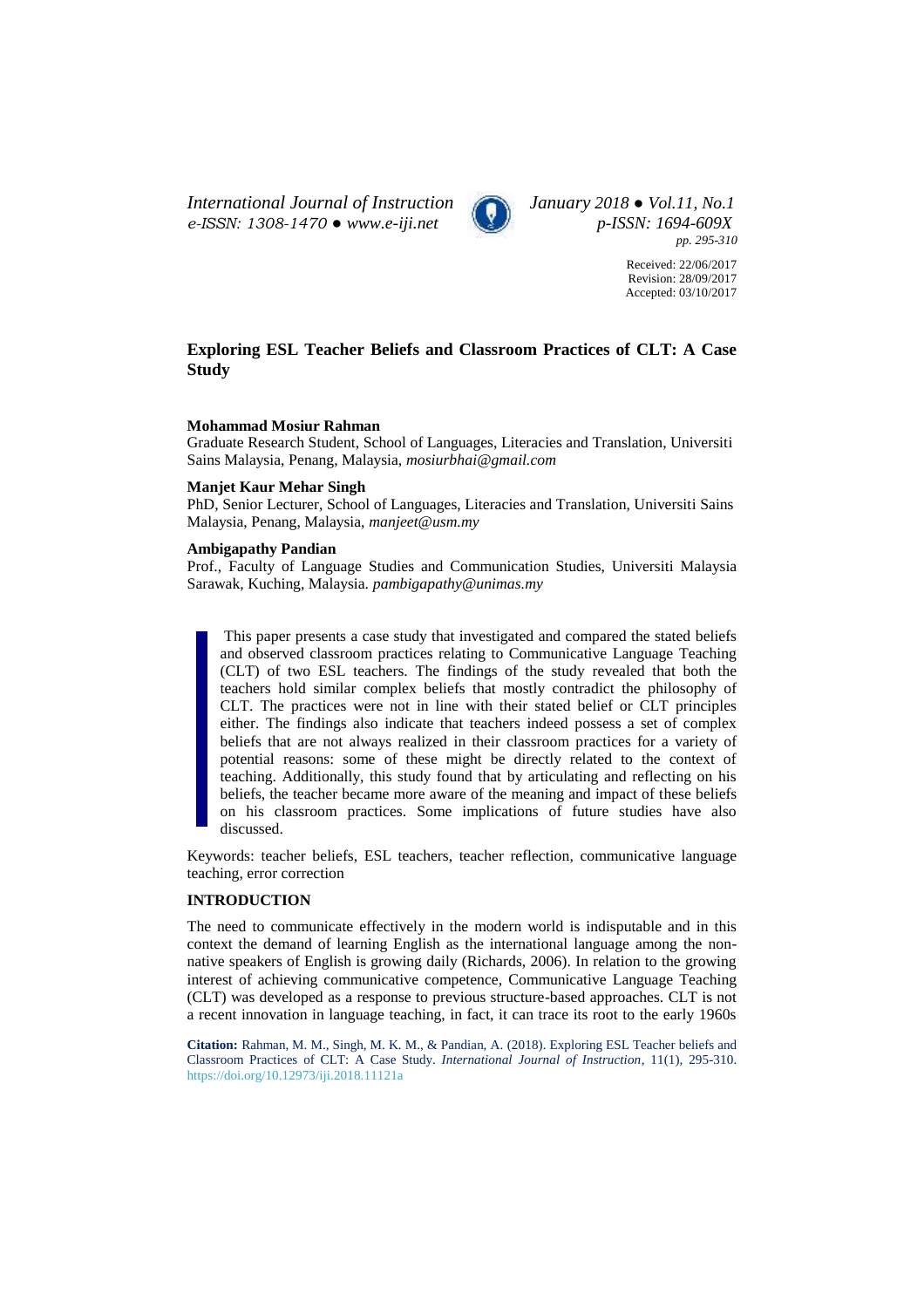# Exploring ESL Teacher Beliefs and Classroom Practices of CLT: A Case Study

**Mohammad Mosiur Rahman**

Graduate Research Student, School of Languages, Literacies and Translation, Universiti Sains Malaysia, Penang, Malaysia, *mosiurbhai@gmail.com*

**Manjet Kaur Mehar Singh**

PhD, Senior Lecturer, School of Languages, Literacies and Translation, Universiti Sains Malaysia, Penang, Malaysia, *manjeet@usm.my*

**Ambigapathy Pandian**

Prof., Faculty of Language Studies and Communication Studies, Universiti Malaysia Sarawak, Kuching, Malaysia. *pambigapathy@unimas.my*

This paper presents a case study that investigated and compared the stated beliefs and observed classroom practices relating to Communicative Language Teaching (CLT) of two ESL teachers. The findings of the study revealed that both the teachers hold similar complex beliefs that mostly contradict the philosophy of CLT. The practices were not in line with their stated belief or CLT principles either. The findings also indicate that teachers indeed possess a set of complex beliefs that are not always realized in their classroom practices for a variety of potential reasons: some of these might be directly related to the context of teaching. Additionally, this study found that by articulating and reflecting on his beliefs, the teacher became more aware of the meaning and impact of these beliefs on his classroom practices. Some implications of future studies have also discussed.

Keywords: teacher beliefs, ESL teachers, teacher reflection, communicative language teaching, error correction

## INTRODUCTION

The need to communicate effectively in the modern world is indisputable and in this context the demand of learning English as the international language among the non-native speakers of English is growing daily (Richards, 2006). In relation to the growing interest of achieving communicative competence, Communicative Language Teaching (CLT) was developed as a response to previous structure-based approaches. CLT is not a recent innovation in language teaching, in fact, it can trace its root to the early 1960s

**Citation:** Rahman, M. M., Singh, M. K. M., & Pandian, A. (2018). Exploring ESL Teacher beliefs and Classroom Practices of CLT: A Case Study. *International Journal of Instruction*, 11(1), 295-310. https://doi.org/10.12973/iji.2018.11121a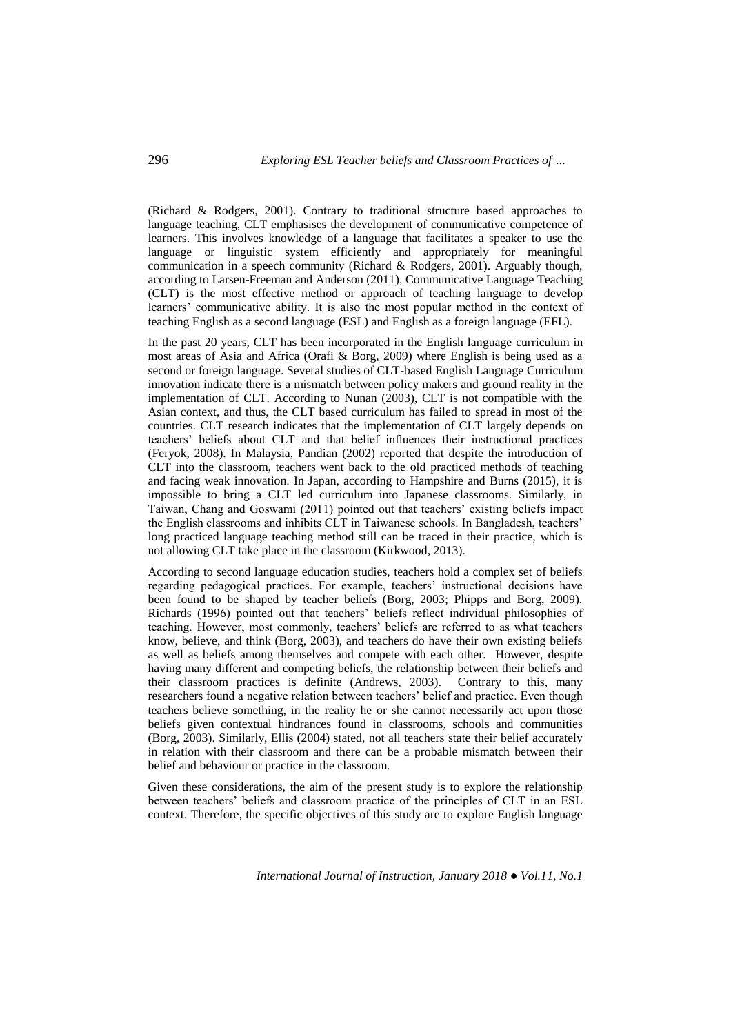(Richard & Rodgers, 2001). Contrary to traditional structure based approaches to language teaching, CLT emphasises the development of communicative competence of learners. This involves knowledge of a language that facilitates a speaker to use the language or linguistic system efficiently and appropriately for meaningful communication in a speech community (Richard & Rodgers, 2001). Arguably though, according to Larsen-Freeman and Anderson (2011), Communicative Language Teaching (CLT) is the most effective method or approach of teaching language to develop learners' communicative ability. It is also the most popular method in the context of teaching English as a second language (ESL) and English as a foreign language (EFL).

In the past 20 years, CLT has been incorporated in the English language curriculum in most areas of Asia and Africa (Orafi & Borg, 2009) where English is being used as a second or foreign language. Several studies of CLT-based English Language Curriculum innovation indicate there is a mismatch between policy makers and ground reality in the implementation of CLT. According to Nunan (2003), CLT is not compatible with the Asian context, and thus, the CLT based curriculum has failed to spread in most of the countries. CLT research indicates that the implementation of CLT largely depends on teachers' beliefs about CLT and that belief influences their instructional practices (Feryok, 2008). In Malaysia, Pandian (2002) reported that despite the introduction of CLT into the classroom, teachers went back to the old practiced methods of teaching and facing weak innovation. In Japan, according to Hampshire and Burns (2015), it is impossible to bring a CLT led curriculum into Japanese classrooms. Similarly, in Taiwan, Chang and Goswami (2011) pointed out that teachers' existing beliefs impact the English classrooms and inhibits CLT in Taiwanese schools. In Bangladesh, teachers' long practiced language teaching method still can be traced in their practice, which is not allowing CLT take place in the classroom (Kirkwood, 2013).

According to second language education studies, teachers hold a complex set of beliefs regarding pedagogical practices. For example, teachers' instructional decisions have been found to be shaped by teacher beliefs (Borg, 2003; Phipps and Borg, 2009). Richards (1996) pointed out that teachers' beliefs reflect individual philosophies of teaching. However, most commonly, teachers' beliefs are referred to as what teachers know, believe, and think (Borg, 2003), and teachers do have their own existing beliefs as well as beliefs among themselves and compete with each other. However, despite having many different and competing beliefs, the relationship between their beliefs and their classroom practices is definite (Andrews, 2003). Contrary to this, many researchers found a negative relation between teachers' belief and practice. Even though teachers believe something, in the reality he or she cannot necessarily act upon those beliefs given contextual hindrances found in classrooms, schools and communities (Borg, 2003). Similarly, Ellis (2004) stated, not all teachers state their belief accurately in relation with their classroom and there can be a probable mismatch between their belief and behaviour or practice in the classroom.

Given these considerations, the aim of the present study is to explore the relationship between teachers' beliefs and classroom practice of the principles of CLT in an ESL context. Therefore, the specific objectives of this study are to explore English language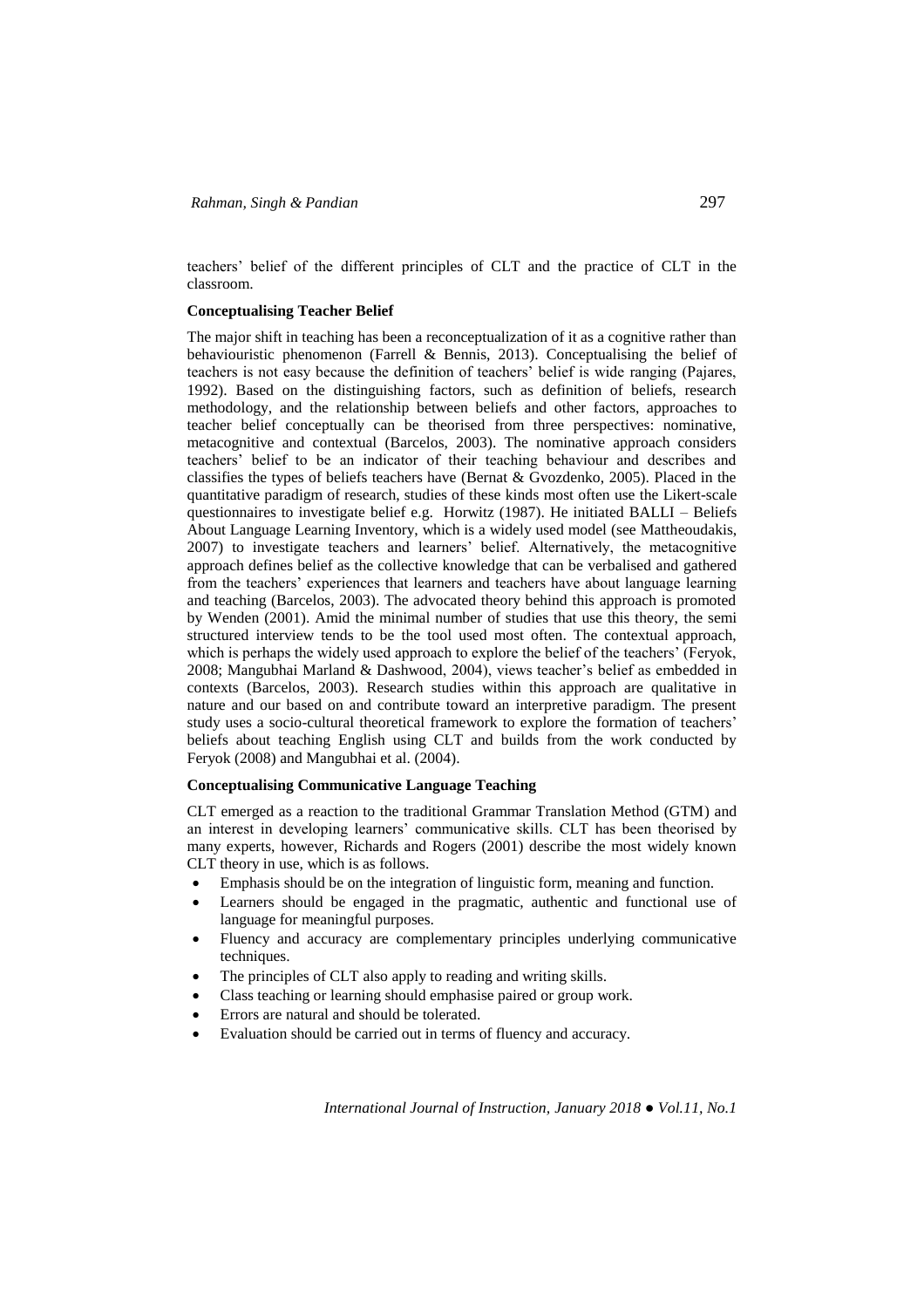teachers' belief of the different principles of CLT and the practice of CLT in the classroom.

**Conceptualising Teacher Belief**

The major shift in teaching has been a reconceptualization of it as a cognitive rather than behaviouristic phenomenon (Farrell & Bennis, 2013). Conceptualising the belief of teachers is not easy because the definition of teachers' belief is wide ranging (Pajares, 1992). Based on the distinguishing factors, such as definition of beliefs, research methodology, and the relationship between beliefs and other factors, approaches to teacher belief conceptually can be theorised from three perspectives: nominative, metacognitive and contextual (Barcelos, 2003). The nominative approach considers teachers' belief to be an indicator of their teaching behaviour and describes and classifies the types of beliefs teachers have (Bernat & Gvozdenko, 2005). Placed in the quantitative paradigm of research, studies of these kinds most often use the Likert-scale questionnaires to investigate belief e.g. Horwitz (1987). He initiated BALLI – Beliefs About Language Learning Inventory, which is a widely used model (see Mattheoudakis, 2007) to investigate teachers and learners' belief. Alternatively, the metacognitive approach defines belief as the collective knowledge that can be verbalised and gathered from the teachers' experiences that learners and teachers have about language learning and teaching (Barcelos, 2003). The advocated theory behind this approach is promoted by Wenden (2001). Amid the minimal number of studies that use this theory, the semi structured interview tends to be the tool used most often. The contextual approach, which is perhaps the widely used approach to explore the belief of the teachers' (Feryok, 2008; Mangubhai Marland & Dashwood, 2004), views teacher's belief as embedded in contexts (Barcelos, 2003). Research studies within this approach are qualitative in nature and our based on and contribute toward an interpretive paradigm. The present study uses a socio-cultural theoretical framework to explore the formation of teachers' beliefs about teaching English using CLT and builds from the work conducted by Feryok (2008) and Mangubhai et al. (2004).

**Conceptualising Communicative Language Teaching**

CLT emerged as a reaction to the traditional Grammar Translation Method (GTM) and an interest in developing learners' communicative skills. CLT has been theorised by many experts, however, Richards and Rogers (2001) describe the most widely known CLT theory in use, which is as follows.

- Emphasis should be on the integration of linguistic form, meaning and function.
- Learners should be engaged in the pragmatic, authentic and functional use of language for meaningful purposes.
- Fluency and accuracy are complementary principles underlying communicative techniques.
- The principles of CLT also apply to reading and writing skills.
- Class teaching or learning should emphasise paired or group work.
- Errors are natural and should be tolerated.
- Evaluation should be carried out in terms of fluency and accuracy.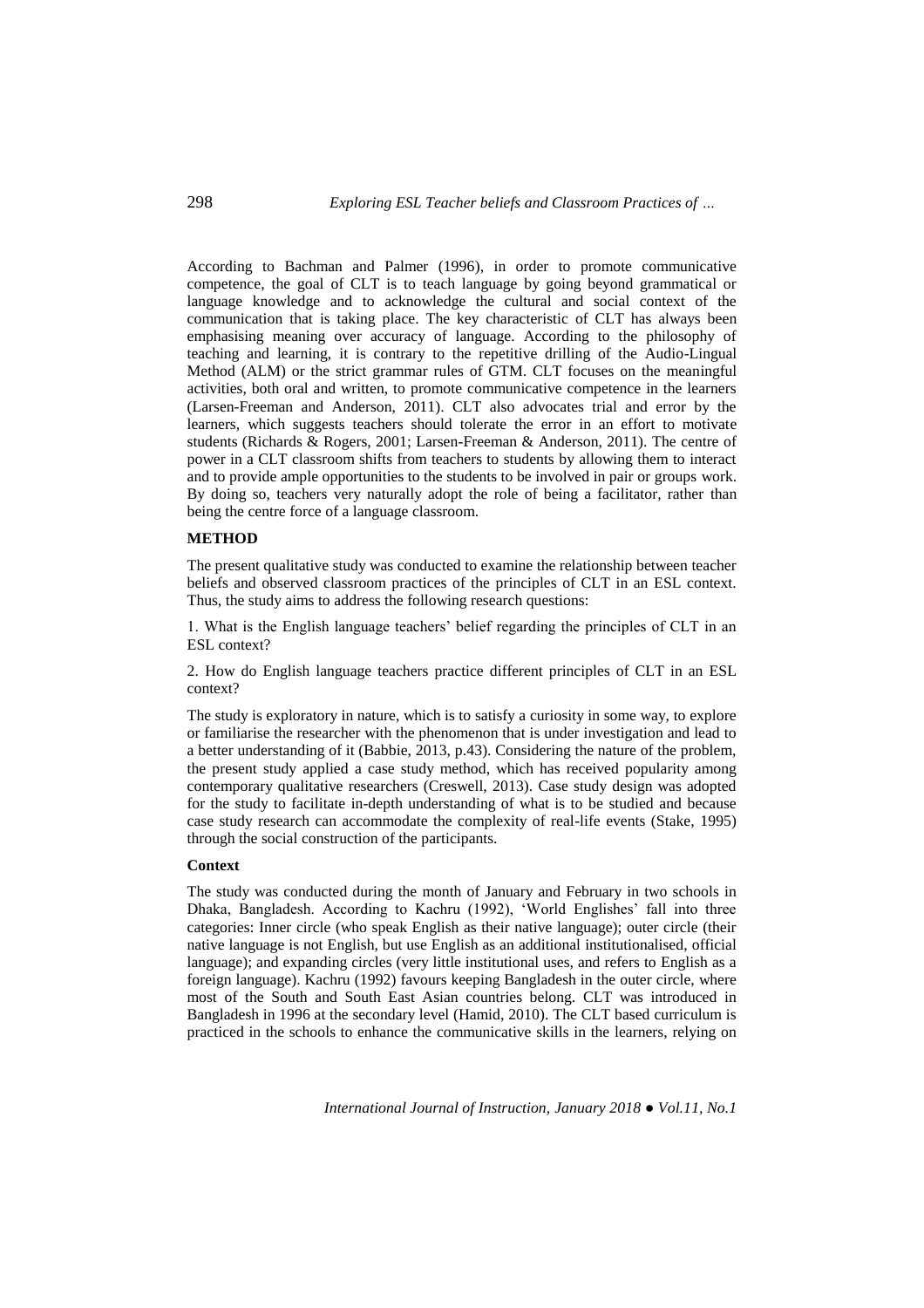According to Bachman and Palmer (1996), in order to promote communicative competence, the goal of CLT is to teach language by going beyond grammatical or language knowledge and to acknowledge the cultural and social context of the communication that is taking place. The key characteristic of CLT has always been emphasising meaning over accuracy of language. According to the philosophy of teaching and learning, it is contrary to the repetitive drilling of the Audio-Lingual Method (ALM) or the strict grammar rules of GTM. CLT focuses on the meaningful activities, both oral and written, to promote communicative competence in the learners (Larsen-Freeman and Anderson, 2011). CLT also advocates trial and error by the learners, which suggests teachers should tolerate the error in an effort to motivate students (Richards & Rogers, 2001; Larsen-Freeman & Anderson, 2011). The centre of power in a CLT classroom shifts from teachers to students by allowing them to interact and to provide ample opportunities to the students to be involved in pair or groups work. By doing so, teachers very naturally adopt the role of being a facilitator, rather than being the centre force of a language classroom.

## METHOD

The present qualitative study was conducted to examine the relationship between teacher beliefs and observed classroom practices of the principles of CLT in an ESL context. Thus, the study aims to address the following research questions:

1. What is the English language teachers' belief regarding the principles of CLT in an ESL context?

2. How do English language teachers practice different principles of CLT in an ESL context?

The study is exploratory in nature, which is to satisfy a curiosity in some way, to explore or familiarise the researcher with the phenomenon that is under investigation and lead to a better understanding of it (Babbie, 2013, p.43). Considering the nature of the problem, the present study applied a case study method, which has received popularity among contemporary qualitative researchers (Creswell, 2013). Case study design was adopted for the study to facilitate in-depth understanding of what is to be studied and because case study research can accommodate the complexity of real-life events (Stake, 1995) through the social construction of the participants.

### Context

The study was conducted during the month of January and February in two schools in Dhaka, Bangladesh. According to Kachru (1992), 'World Englishes' fall into three categories: Inner circle (who speak English as their native language); outer circle (their native language is not English, but use English as an additional institutionalised, official language); and expanding circles (very little institutional uses, and refers to English as a foreign language). Kachru (1992) favours keeping Bangladesh in the outer circle, where most of the South and South East Asian countries belong. CLT was introduced in Bangladesh in 1996 at the secondary level (Hamid, 2010). The CLT based curriculum is practiced in the schools to enhance the communicative skills in the learners, relying on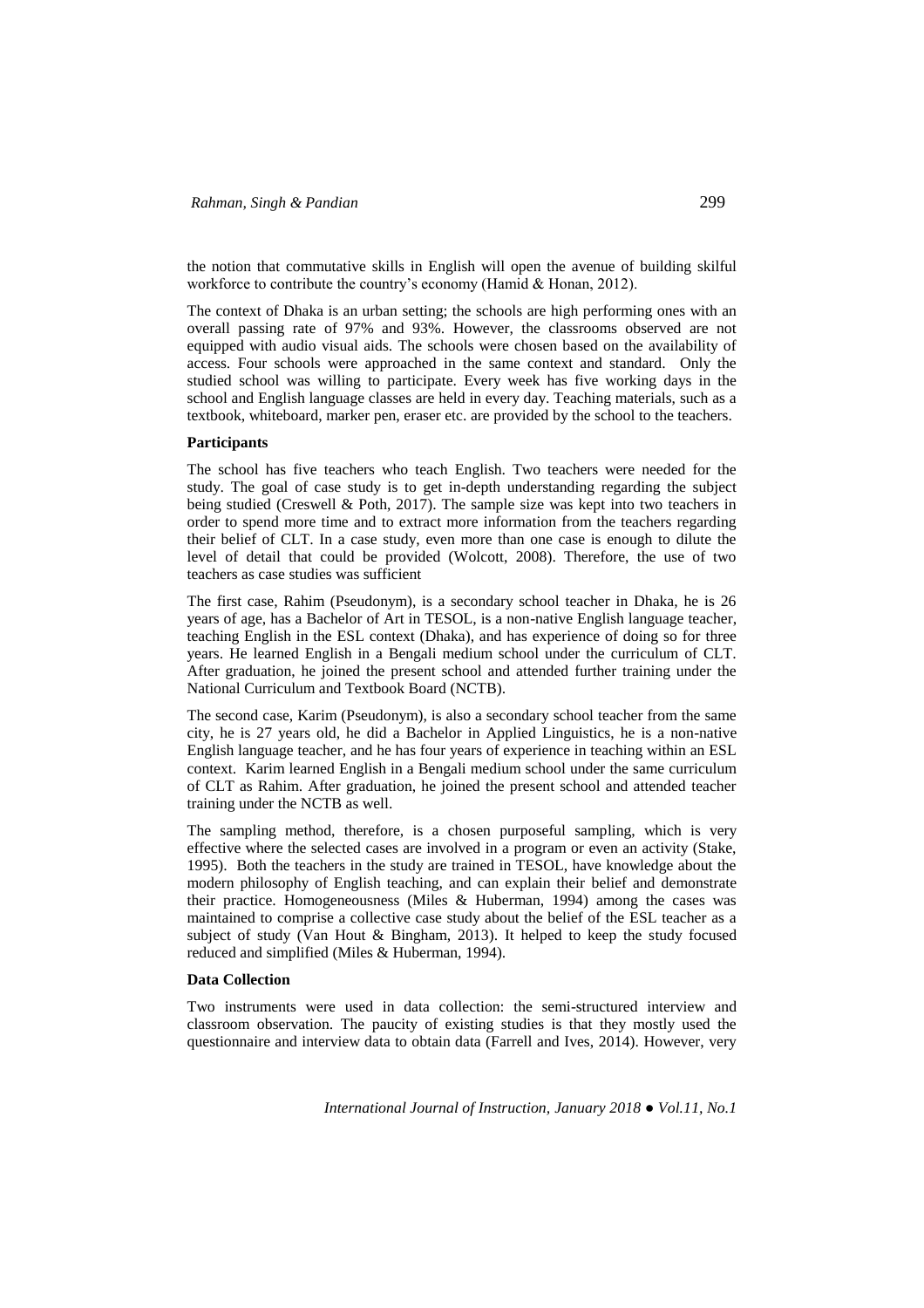the notion that commutative skills in English will open the avenue of building skilful workforce to contribute the country's economy (Hamid & Honan, 2012).

The context of Dhaka is an urban setting; the schools are high performing ones with an overall passing rate of 97% and 93%. However, the classrooms observed are not equipped with audio visual aids. The schools were chosen based on the availability of access. Four schools were approached in the same context and standard. Only the studied school was willing to participate. Every week has five working days in the school and English language classes are held in every day. Teaching materials, such as a textbook, whiteboard, marker pen, eraser etc. are provided by the school to the teachers.

### Participants

The school has five teachers who teach English. Two teachers were needed for the study. The goal of case study is to get in-depth understanding regarding the subject being studied (Creswell & Poth, 2017). The sample size was kept into two teachers in order to spend more time and to extract more information from the teachers regarding their belief of CLT. In a case study, even more than one case is enough to dilute the level of detail that could be provided (Wolcott, 2008). Therefore, the use of two teachers as case studies was sufficient

The first case, Rahim (Pseudonym), is a secondary school teacher in Dhaka, he is 26 years of age, has a Bachelor of Art in TESOL, is a non-native English language teacher, teaching English in the ESL context (Dhaka), and has experience of doing so for three years. He learned English in a Bengali medium school under the curriculum of CLT. After graduation, he joined the present school and attended further training under the National Curriculum and Textbook Board (NCTB).

The second case, Karim (Pseudonym), is also a secondary school teacher from the same city, he is 27 years old, he did a Bachelor in Applied Linguistics, he is a non-native English language teacher, and he has four years of experience in teaching within an ESL context. Karim learned English in a Bengali medium school under the same curriculum of CLT as Rahim. After graduation, he joined the present school and attended teacher training under the NCTB as well.

The sampling method, therefore, is a chosen purposeful sampling, which is very effective where the selected cases are involved in a program or even an activity (Stake, 1995). Both the teachers in the study are trained in TESOL, have knowledge about the modern philosophy of English teaching, and can explain their belief and demonstrate their practice. Homogeneousness (Miles & Huberman, 1994) among the cases was maintained to comprise a collective case study about the belief of the ESL teacher as a subject of study (Van Hout & Bingham, 2013). It helped to keep the study focused reduced and simplified (Miles & Huberman, 1994).

### Data Collection

Two instruments were used in data collection: the semi-structured interview and classroom observation. The paucity of existing studies is that they mostly used the questionnaire and interview data to obtain data (Farrell and Ives, 2014). However, very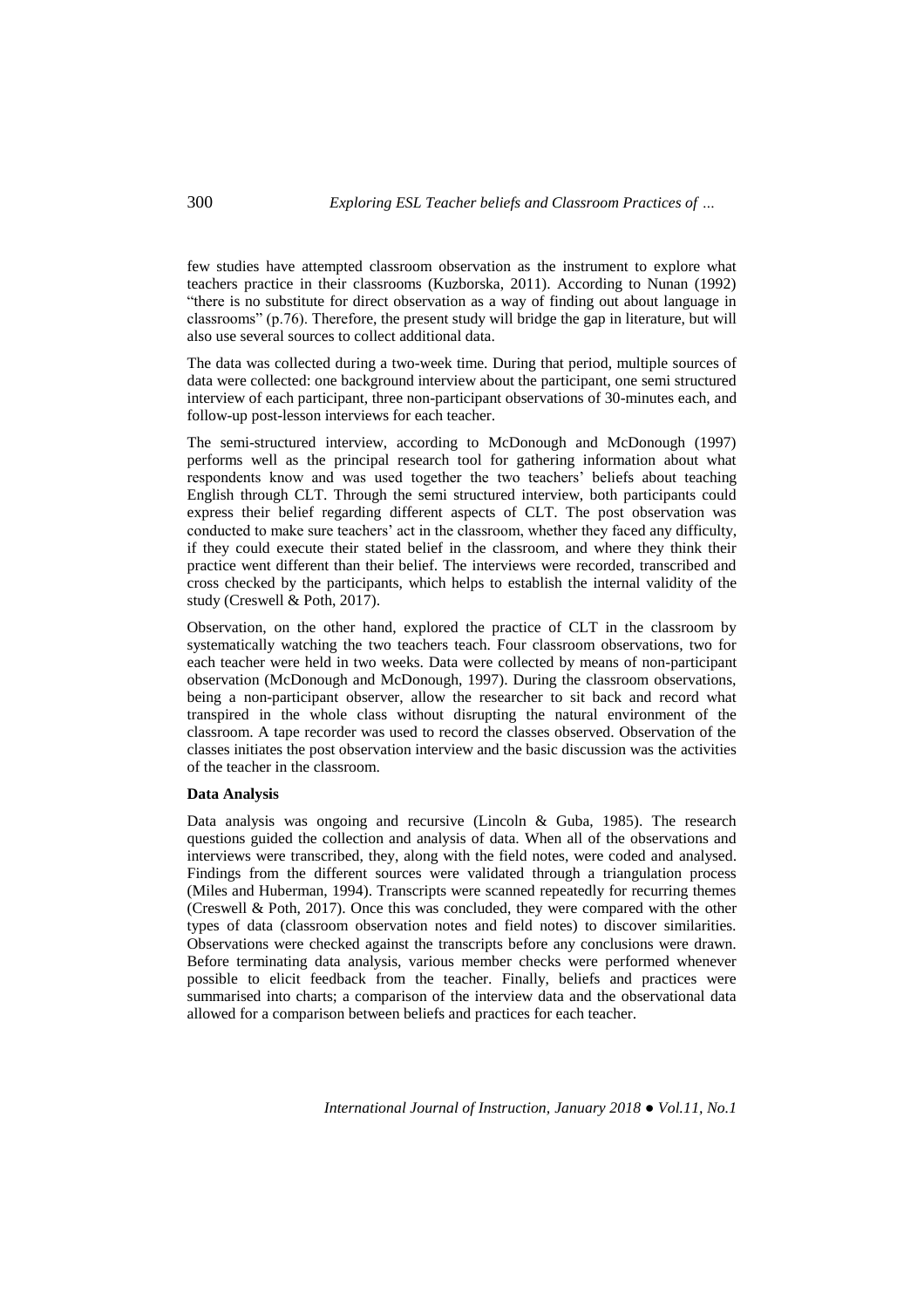few studies have attempted classroom observation as the instrument to explore what teachers practice in their classrooms (Kuzborska, 2011). According to Nunan (1992) "there is no substitute for direct observation as a way of finding out about language in classrooms" (p.76). Therefore, the present study will bridge the gap in literature, but will also use several sources to collect additional data.

The data was collected during a two-week time. During that period, multiple sources of data were collected: one background interview about the participant, one semi structured interview of each participant, three non-participant observations of 30-minutes each, and follow-up post-lesson interviews for each teacher.

The semi-structured interview, according to McDonough and McDonough (1997) performs well as the principal research tool for gathering information about what respondents know and was used together the two teachers' beliefs about teaching English through CLT. Through the semi structured interview, both participants could express their belief regarding different aspects of CLT. The post observation was conducted to make sure teachers' act in the classroom, whether they faced any difficulty, if they could execute their stated belief in the classroom, and where they think their practice went different than their belief. The interviews were recorded, transcribed and cross checked by the participants, which helps to establish the internal validity of the study (Creswell & Poth, 2017).

Observation, on the other hand, explored the practice of CLT in the classroom by systematically watching the two teachers teach. Four classroom observations, two for each teacher were held in two weeks. Data were collected by means of non-participant observation (McDonough and McDonough, 1997). During the classroom observations, being a non-participant observer, allow the researcher to sit back and record what transpired in the whole class without disrupting the natural environment of the classroom. A tape recorder was used to record the classes observed. Observation of the classes initiates the post observation interview and the basic discussion was the activities of the teacher in the classroom.

**Data Analysis**

Data analysis was ongoing and recursive (Lincoln & Guba, 1985). The research questions guided the collection and analysis of data. When all of the observations and interviews were transcribed, they, along with the field notes, were coded and analysed. Findings from the different sources were validated through a triangulation process (Miles and Huberman, 1994). Transcripts were scanned repeatedly for recurring themes (Creswell & Poth, 2017). Once this was concluded, they were compared with the other types of data (classroom observation notes and field notes) to discover similarities. Observations were checked against the transcripts before any conclusions were drawn. Before terminating data analysis, various member checks were performed whenever possible to elicit feedback from the teacher. Finally, beliefs and practices were summarised into charts; a comparison of the interview data and the observational data allowed for a comparison between beliefs and practices for each teacher.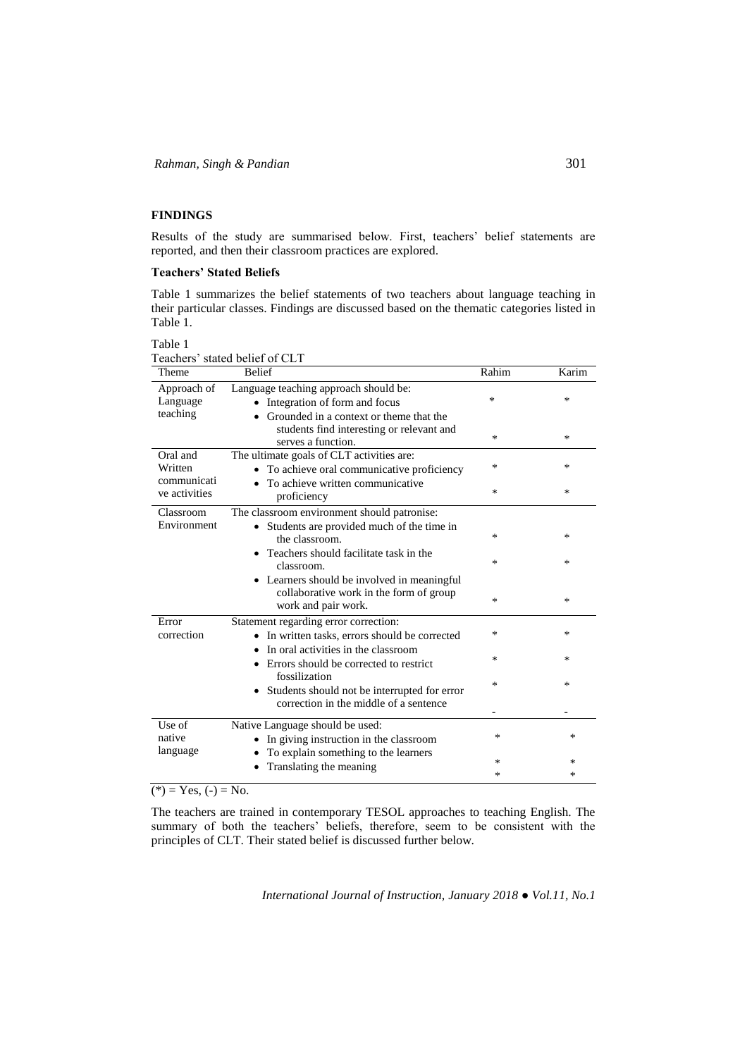## FINDINGS

Results of the study are summarised below. First, teachers' belief statements are reported, and then their classroom practices are explored.

### Teachers' Stated Beliefs

Table 1 summarizes the belief statements of two teachers about language teaching in their particular classes. Findings are discussed based on the thematic categories listed in Table 1.

Table 1
Teachers' stated belief of CLT

| Theme | Belief | Rahim | Karim |
|---|---|---|---|
| Approach of Language teaching | Language teaching approach should be: | | |
| | • Integration of form and focus | * | * |
| | • Grounded in a context or theme that the students find interesting or relevant and serves a function. | * | * |
| Oral and Written communicative activities | The ultimate goals of CLT activities are: | | |
| | • To achieve oral communicative proficiency | * | * |
| | • To achieve written communicative proficiency | * | * |
| Classroom Environment | The classroom environment should patronise: | | |
| | • Students are provided much of the time in the classroom. | * | * |
| | • Teachers should facilitate task in the classroom. | * | * |
| | • Learners should be involved in meaningful collaborative work in the form of group work and pair work. | * | * |
| Error correction | Statement regarding error correction: | | |
| | • In written tasks, errors should be corrected | * | * |
| | • In oral activities in the classroom | * | * |
| | • Errors should be corrected to restrict fossilization | * | * |
| | • Students should not be interrupted for error correction in the middle of a sentence | - | - |
| Use of native language | Native Language should be used: | | |
| | • In giving instruction in the classroom | * | * |
| | • To explain something to the learners | * | * |
| | • Translating the meaning | * | * |

(*) = Yes, (-) = No.

The teachers are trained in contemporary TESOL approaches to teaching English. The summary of both the teachers' beliefs, therefore, seem to be consistent with the principles of CLT. Their stated belief is discussed further below.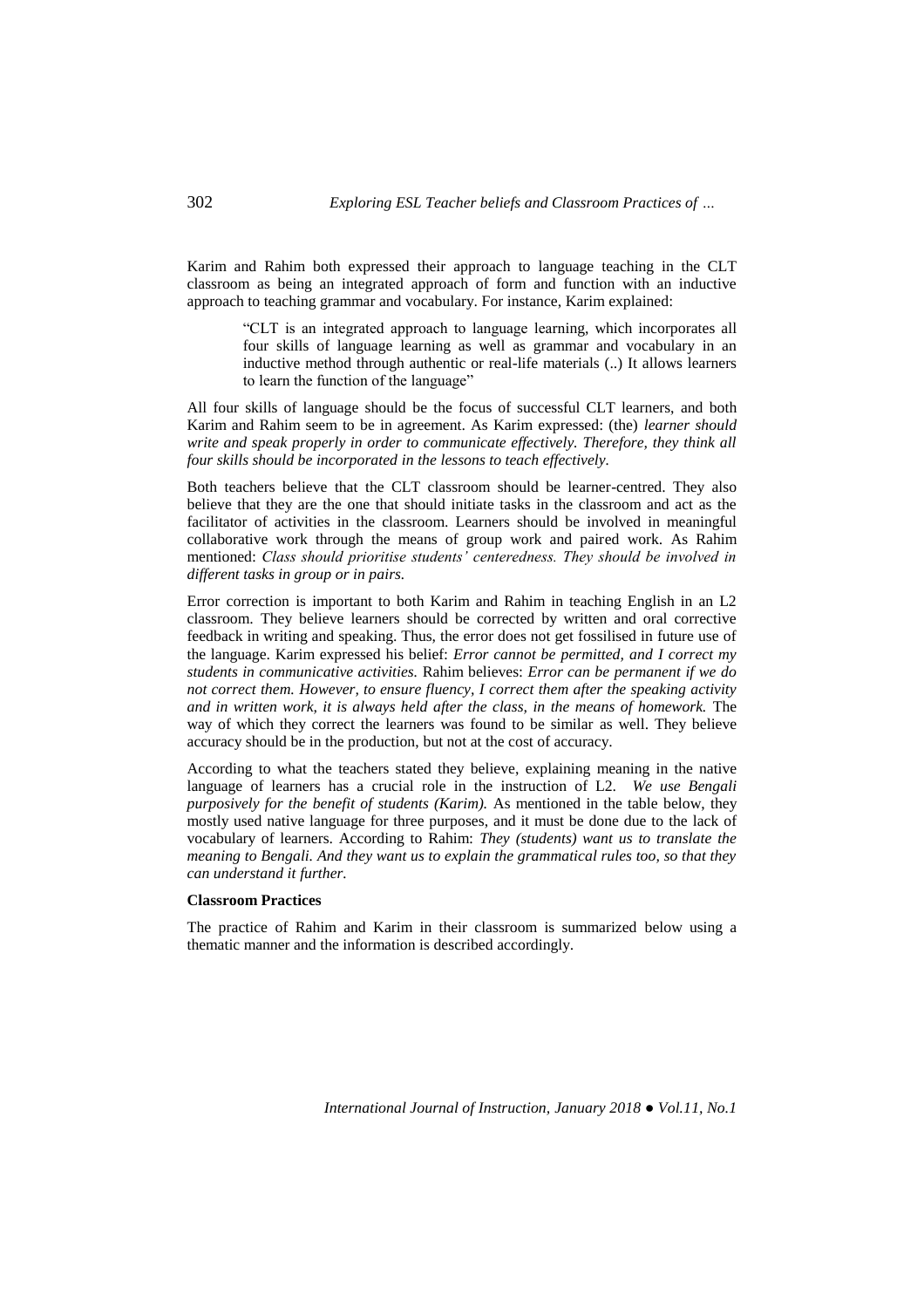Karim and Rahim both expressed their approach to language teaching in the CLT classroom as being an integrated approach of form and function with an inductive approach to teaching grammar and vocabulary. For instance, Karim explained:

> "CLT is an integrated approach to language learning, which incorporates all four skills of language learning as well as grammar and vocabulary in an inductive method through authentic or real-life materials (..) It allows learners to learn the function of the language"

All four skills of language should be the focus of successful CLT learners, and both Karim and Rahim seem to be in agreement. As Karim expressed: (the) *learner should write and speak properly in order to communicate effectively. Therefore, they think all four skills should be incorporated in the lessons to teach effectively.*

Both teachers believe that the CLT classroom should be learner-centred. They also believe that they are the one that should initiate tasks in the classroom and act as the facilitator of activities in the classroom. Learners should be involved in meaningful collaborative work through the means of group work and paired work. As Rahim mentioned: *Class should prioritise students' centeredness. They should be involved in different tasks in group or in pairs.*

Error correction is important to both Karim and Rahim in teaching English in an L2 classroom. They believe learners should be corrected by written and oral corrective feedback in writing and speaking. Thus, the error does not get fossilised in future use of the language. Karim expressed his belief: *Error cannot be permitted, and I correct my students in communicative activities.* Rahim believes: *Error can be permanent if we do not correct them. However, to ensure fluency, I correct them after the speaking activity and in written work, it is always held after the class, in the means of homework.* The way of which they correct the learners was found to be similar as well. They believe accuracy should be in the production, but not at the cost of accuracy.

According to what the teachers stated they believe, explaining meaning in the native language of learners has a crucial role in the instruction of L2. *We use Bengali purposively for the benefit of students (Karim).* As mentioned in the table below, they mostly used native language for three purposes, and it must be done due to the lack of vocabulary of learners. According to Rahim: *They (students) want us to translate the meaning to Bengali. And they want us to explain the grammatical rules too, so that they can understand it further.*

**Classroom Practices**

The practice of Rahim and Karim in their classroom is summarized below using a thematic manner and the information is described accordingly.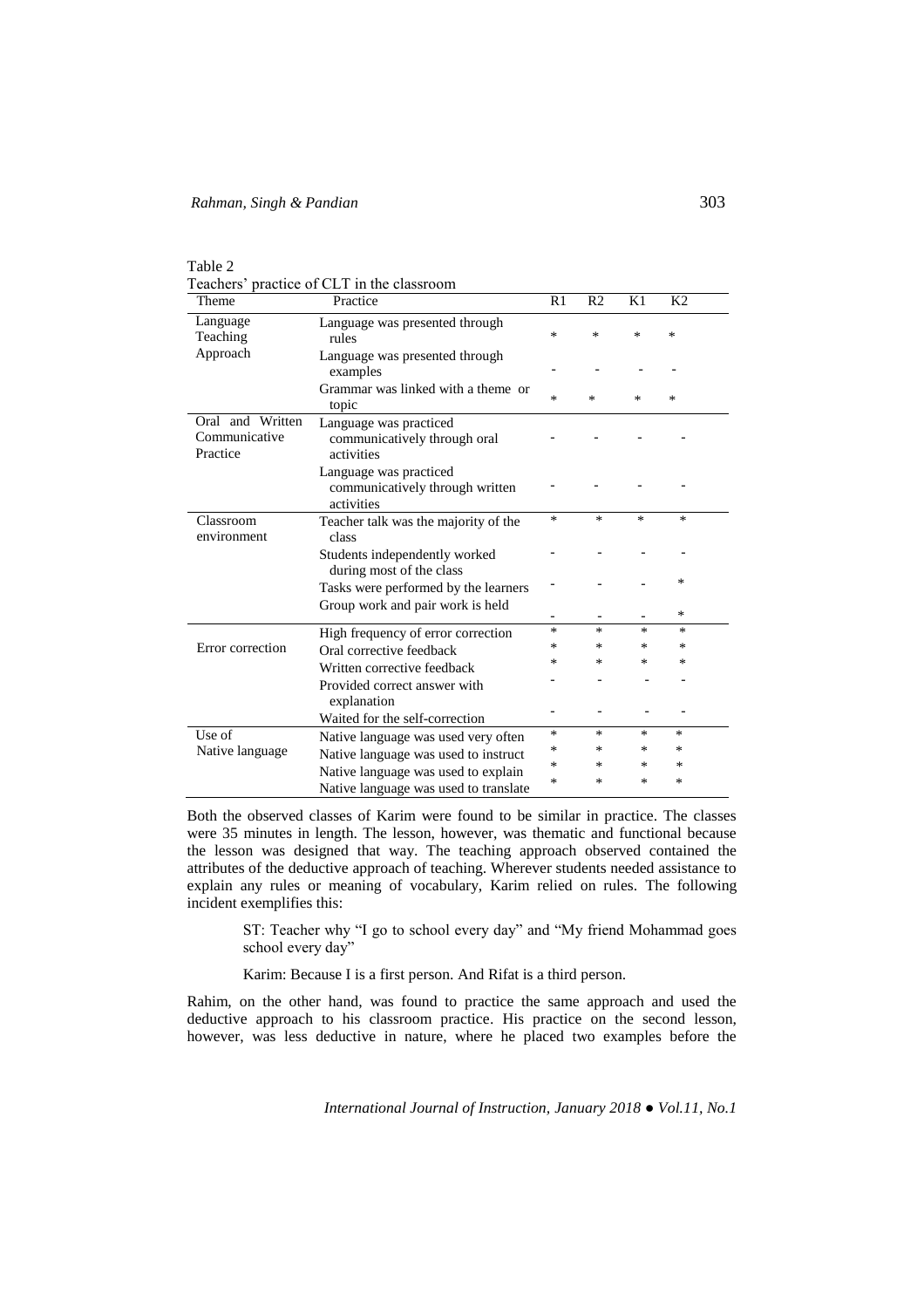Table 2
Teachers' practice of CLT in the classroom

| Theme | Practice | R1 | R2 | K1 | K2 |
|---|---|---|---|---|---|
| Language Teaching Approach | Language was presented through rules | * | * | * | * |
| | Language was presented through examples | - | - | - | - |
| | Grammar was linked with a theme or topic | * | * | * | * |
| Oral and Written Communicative Practice | Language was practiced communicatively through oral activities | - | - | - | - |
| | Language was practiced communicatively through written activities | - | - | - | - |
| Classroom environment | Teacher talk was the majority of the class | * | * | * | * |
| | Students independently worked during most of the class | - | - | - | - |
| | Tasks were performed by the learners | - | - | - | * |
| | Group work and pair work is held | - | - | - | * |
| Error correction | High frequency of error correction | * | * | * | * |
| | Oral corrective feedback | * | * | * | * |
| | Written corrective feedback | * | * | * | * |
| | Provided correct answer with explanation | - | - | - | - |
| | Waited for the self-correction | - | - | - | - |
| Use of Native language | Native language was used very often | * | * | * | * |
| | Native language was used to instruct | * | * | * | * |
| | Native language was used to explain | * | * | * | * |
| | Native language was used to translate | * | * | * | * |

Both the observed classes of Karim were found to be similar in practice. The classes were 35 minutes in length. The lesson, however, was thematic and functional because the lesson was designed that way. The teaching approach observed contained the attributes of the deductive approach of teaching. Wherever students needed assistance to explain any rules or meaning of vocabulary, Karim relied on rules. The following incident exemplifies this:

> ST: Teacher why "I go to school every day" and "My friend Mohammad goes school every day"
>
> Karim: Because I is a first person. And Rifat is a third person.

Rahim, on the other hand, was found to practice the same approach and used the deductive approach to his classroom practice. His practice on the second lesson, however, was less deductive in nature, where he placed two examples before the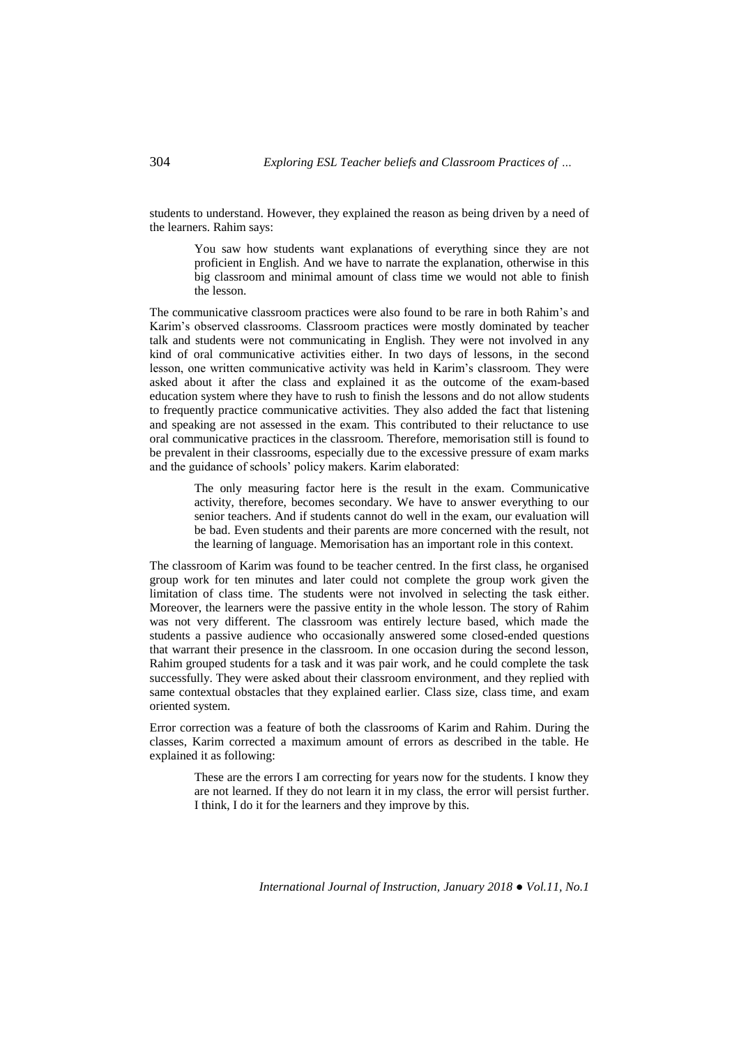students to understand. However, they explained the reason as being driven by a need of the learners. Rahim says:

> You saw how students want explanations of everything since they are not proficient in English. And we have to narrate the explanation, otherwise in this big classroom and minimal amount of class time we would not able to finish the lesson.

The communicative classroom practices were also found to be rare in both Rahim's and Karim's observed classrooms. Classroom practices were mostly dominated by teacher talk and students were not communicating in English. They were not involved in any kind of oral communicative activities either. In two days of lessons, in the second lesson, one written communicative activity was held in Karim's classroom. They were asked about it after the class and explained it as the outcome of the exam-based education system where they have to rush to finish the lessons and do not allow students to frequently practice communicative activities. They also added the fact that listening and speaking are not assessed in the exam. This contributed to their reluctance to use oral communicative practices in the classroom. Therefore, memorisation still is found to be prevalent in their classrooms, especially due to the excessive pressure of exam marks and the guidance of schools' policy makers. Karim elaborated:

> The only measuring factor here is the result in the exam. Communicative activity, therefore, becomes secondary. We have to answer everything to our senior teachers. And if students cannot do well in the exam, our evaluation will be bad. Even students and their parents are more concerned with the result, not the learning of language. Memorisation has an important role in this context.

The classroom of Karim was found to be teacher centred. In the first class, he organised group work for ten minutes and later could not complete the group work given the limitation of class time. The students were not involved in selecting the task either. Moreover, the learners were the passive entity in the whole lesson. The story of Rahim was not very different. The classroom was entirely lecture based, which made the students a passive audience who occasionally answered some closed-ended questions that warrant their presence in the classroom. In one occasion during the second lesson, Rahim grouped students for a task and it was pair work, and he could complete the task successfully. They were asked about their classroom environment, and they replied with same contextual obstacles that they explained earlier. Class size, class time, and exam oriented system.

Error correction was a feature of both the classrooms of Karim and Rahim. During the classes, Karim corrected a maximum amount of errors as described in the table. He explained it as following:

> These are the errors I am correcting for years now for the students. I know they are not learned. If they do not learn it in my class, the error will persist further. I think, I do it for the learners and they improve by this.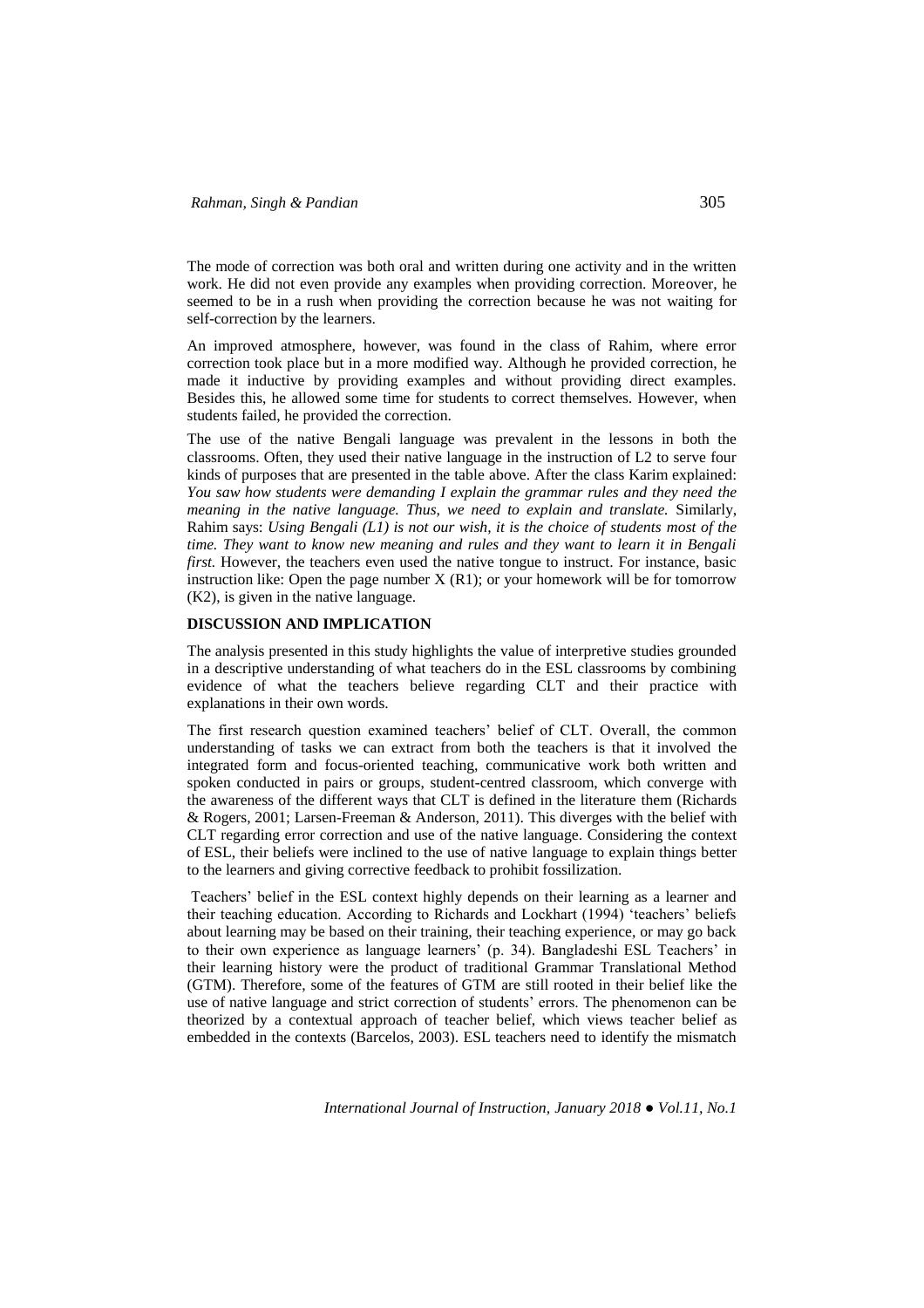The mode of correction was both oral and written during one activity and in the written work. He did not even provide any examples when providing correction. Moreover, he seemed to be in a rush when providing the correction because he was not waiting for self-correction by the learners.

An improved atmosphere, however, was found in the class of Rahim, where error correction took place but in a more modified way. Although he provided correction, he made it inductive by providing examples and without providing direct examples. Besides this, he allowed some time for students to correct themselves. However, when students failed, he provided the correction.

The use of the native Bengali language was prevalent in the lessons in both the classrooms. Often, they used their native language in the instruction of L2 to serve four kinds of purposes that are presented in the table above. After the class Karim explained: *You saw how students were demanding I explain the grammar rules and they need the meaning in the native language. Thus, we need to explain and translate.* Similarly, Rahim says: *Using Bengali (L1) is not our wish, it is the choice of students most of the time. They want to know new meaning and rules and they want to learn it in Bengali first.* However, the teachers even used the native tongue to instruct. For instance, basic instruction like: Open the page number X (R1); or your homework will be for tomorrow (K2), is given in the native language.

## DISCUSSION AND IMPLICATION

The analysis presented in this study highlights the value of interpretive studies grounded in a descriptive understanding of what teachers do in the ESL classrooms by combining evidence of what the teachers believe regarding CLT and their practice with explanations in their own words.

The first research question examined teachers' belief of CLT. Overall, the common understanding of tasks we can extract from both the teachers is that it involved the integrated form and focus-oriented teaching, communicative work both written and spoken conducted in pairs or groups, student-centred classroom, which converge with the awareness of the different ways that CLT is defined in the literature them (Richards & Rogers, 2001; Larsen-Freeman & Anderson, 2011). This diverges with the belief with CLT regarding error correction and use of the native language. Considering the context of ESL, their beliefs were inclined to the use of native language to explain things better to the learners and giving corrective feedback to prohibit fossilization.

Teachers' belief in the ESL context highly depends on their learning as a learner and their teaching education. According to Richards and Lockhart (1994) 'teachers' beliefs about learning may be based on their training, their teaching experience, or may go back to their own experience as language learners' (p. 34). Bangladeshi ESL Teachers' in their learning history were the product of traditional Grammar Translational Method (GTM). Therefore, some of the features of GTM are still rooted in their belief like the use of native language and strict correction of students' errors. The phenomenon can be theorized by a contextual approach of teacher belief, which views teacher belief as embedded in the contexts (Barcelos, 2003). ESL teachers need to identify the mismatch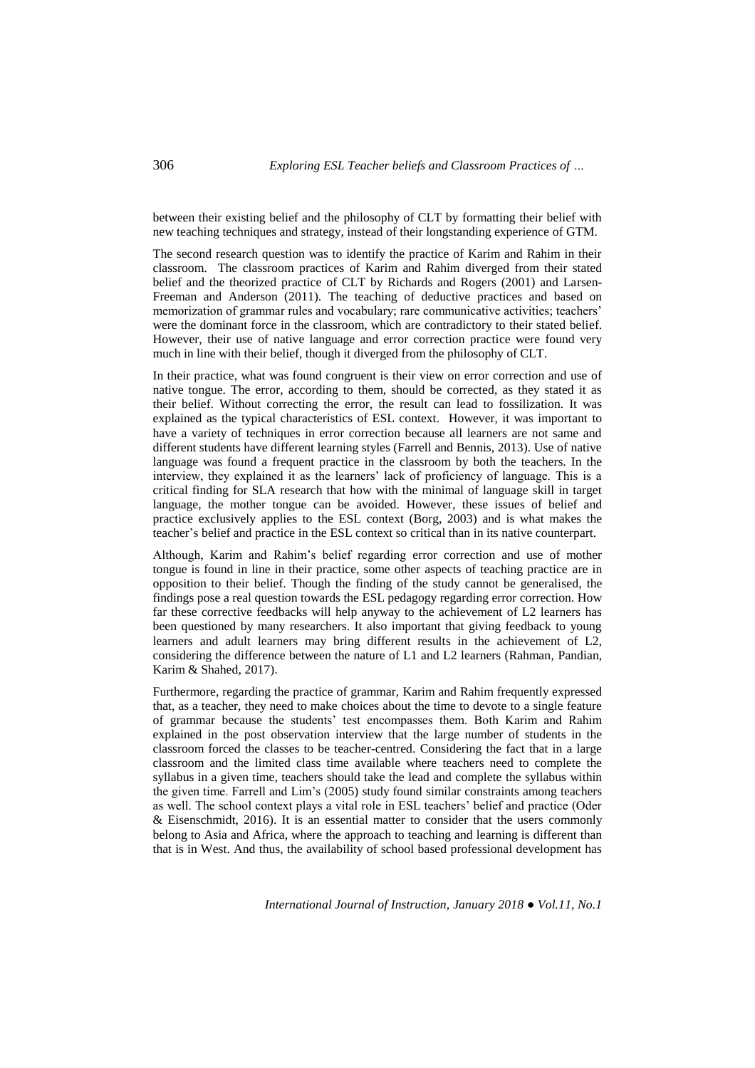between their existing belief and the philosophy of CLT by formatting their belief with new teaching techniques and strategy, instead of their longstanding experience of GTM.

The second research question was to identify the practice of Karim and Rahim in their classroom. The classroom practices of Karim and Rahim diverged from their stated belief and the theorized practice of CLT by Richards and Rogers (2001) and Larsen-Freeman and Anderson (2011). The teaching of deductive practices and based on memorization of grammar rules and vocabulary; rare communicative activities; teachers' were the dominant force in the classroom, which are contradictory to their stated belief. However, their use of native language and error correction practice were found very much in line with their belief, though it diverged from the philosophy of CLT.

In their practice, what was found congruent is their view on error correction and use of native tongue. The error, according to them, should be corrected, as they stated it as their belief. Without correcting the error, the result can lead to fossilization. It was explained as the typical characteristics of ESL context. However, it was important to have a variety of techniques in error correction because all learners are not same and different students have different learning styles (Farrell and Bennis, 2013). Use of native language was found a frequent practice in the classroom by both the teachers. In the interview, they explained it as the learners' lack of proficiency of language. This is a critical finding for SLA research that how with the minimal of language skill in target language, the mother tongue can be avoided. However, these issues of belief and practice exclusively applies to the ESL context (Borg, 2003) and is what makes the teacher's belief and practice in the ESL context so critical than in its native counterpart.

Although, Karim and Rahim's belief regarding error correction and use of mother tongue is found in line in their practice, some other aspects of teaching practice are in opposition to their belief. Though the finding of the study cannot be generalised, the findings pose a real question towards the ESL pedagogy regarding error correction. How far these corrective feedbacks will help anyway to the achievement of L2 learners has been questioned by many researchers. It also important that giving feedback to young learners and adult learners may bring different results in the achievement of L2, considering the difference between the nature of L1 and L2 learners (Rahman, Pandian, Karim & Shahed, 2017).

Furthermore, regarding the practice of grammar, Karim and Rahim frequently expressed that, as a teacher, they need to make choices about the time to devote to a single feature of grammar because the students' test encompasses them. Both Karim and Rahim explained in the post observation interview that the large number of students in the classroom forced the classes to be teacher-centred. Considering the fact that in a large classroom and the limited class time available where teachers need to complete the syllabus in a given time, teachers should take the lead and complete the syllabus within the given time. Farrell and Lim's (2005) study found similar constraints among teachers as well. The school context plays a vital role in ESL teachers' belief and practice (Oder & Eisenschmidt, 2016). It is an essential matter to consider that the users commonly belong to Asia and Africa, where the approach to teaching and learning is different than that is in West. And thus, the availability of school based professional development has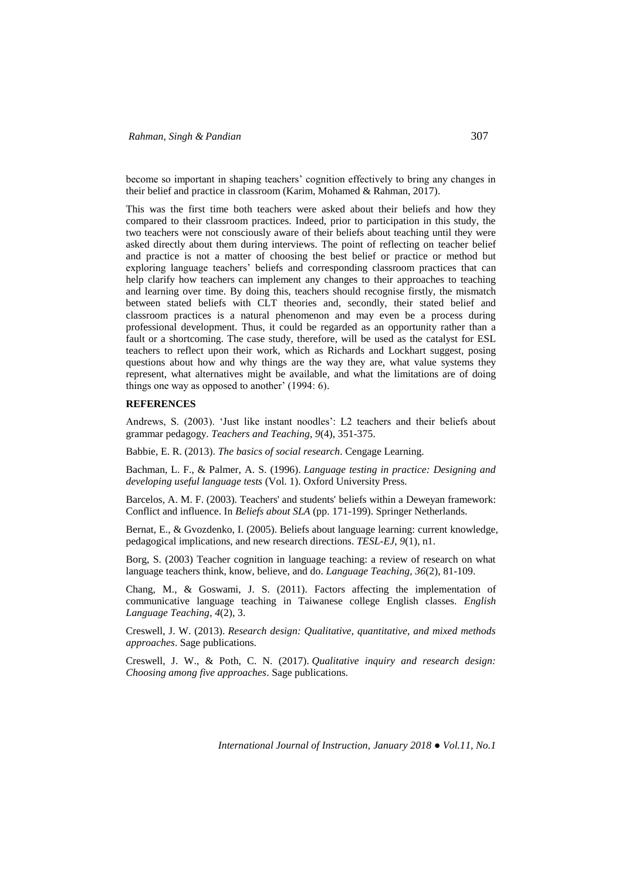become so important in shaping teachers' cognition effectively to bring any changes in their belief and practice in classroom (Karim, Mohamed & Rahman, 2017).

This was the first time both teachers were asked about their beliefs and how they compared to their classroom practices. Indeed, prior to participation in this study, the two teachers were not consciously aware of their beliefs about teaching until they were asked directly about them during interviews. The point of reflecting on teacher belief and practice is not a matter of choosing the best belief or practice or method but exploring language teachers' beliefs and corresponding classroom practices that can help clarify how teachers can implement any changes to their approaches to teaching and learning over time. By doing this, teachers should recognise firstly, the mismatch between stated beliefs with CLT theories and, secondly, their stated belief and classroom practices is a natural phenomenon and may even be a process during professional development. Thus, it could be regarded as an opportunity rather than a fault or a shortcoming. The case study, therefore, will be used as the catalyst for ESL teachers to reflect upon their work, which as Richards and Lockhart suggest, posing questions about how and why things are the way they are, what value systems they represent, what alternatives might be available, and what the limitations are of doing things one way as opposed to another' (1994: 6).

## REFERENCES

Andrews, S. (2003). 'Just like instant noodles': L2 teachers and their beliefs about grammar pedagogy. *Teachers and Teaching*, *9*(4), 351-375.

Babbie, E. R. (2013). *The basics of social research*. Cengage Learning.

Bachman, L. F., & Palmer, A. S. (1996). *Language testing in practice: Designing and developing useful language tests* (Vol. 1). Oxford University Press.

Barcelos, A. M. F. (2003). Teachers' and students' beliefs within a Deweyan framework: Conflict and influence. In *Beliefs about SLA* (pp. 171-199). Springer Netherlands.

Bernat, E., & Gvozdenko, I. (2005). Beliefs about language learning: current knowledge, pedagogical implications, and new research directions. *TESL-EJ*, *9*(1), n1.

Borg, S. (2003) Teacher cognition in language teaching: a review of research on what language teachers think, know, believe, and do. *Language Teaching*, *36*(2), 81-109.

Chang, M., & Goswami, J. S. (2011). Factors affecting the implementation of communicative language teaching in Taiwanese college English classes. *English Language Teaching*, *4*(2), 3.

Creswell, J. W. (2013). *Research design: Qualitative, quantitative, and mixed methods approaches*. Sage publications.

Creswell, J. W., & Poth, C. N. (2017). *Qualitative inquiry and research design: Choosing among five approaches*. Sage publications.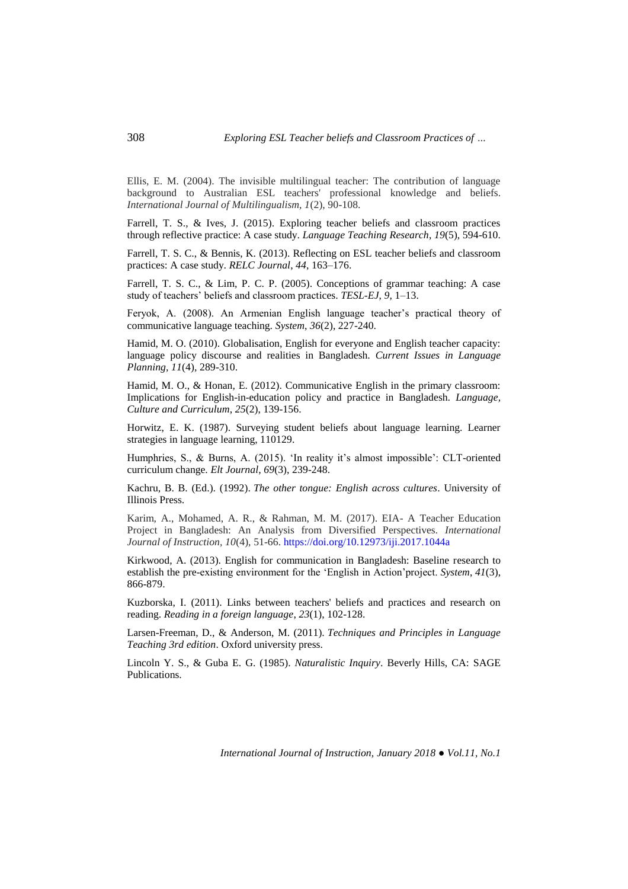Ellis, E. M. (2004). The invisible multilingual teacher: The contribution of language background to Australian ESL teachers' professional knowledge and beliefs. *International Journal of Multilingualism*, *1*(2), 90-108.

Farrell, T. S., & Ives, J. (2015). Exploring teacher beliefs and classroom practices through reflective practice: A case study. *Language Teaching Research*, *19*(5), 594-610.

Farrell, T. S. C., & Bennis, K. (2013). Reflecting on ESL teacher beliefs and classroom practices: A case study. *RELC Journal*, *44*, 163–176.

Farrell, T. S. C., & Lim, P. C. P. (2005). Conceptions of grammar teaching: A case study of teachers' beliefs and classroom practices. *TESL-EJ*, *9*, 1–13.

Feryok, A. (2008). An Armenian English language teacher's practical theory of communicative language teaching. *System*, *36*(2), 227-240.

Hamid, M. O. (2010). Globalisation, English for everyone and English teacher capacity: language policy discourse and realities in Bangladesh. *Current Issues in Language Planning*, *11*(4), 289-310.

Hamid, M. O., & Honan, E. (2012). Communicative English in the primary classroom: Implications for English-in-education policy and practice in Bangladesh. *Language, Culture and Curriculum*, *25*(2), 139-156.

Horwitz, E. K. (1987). Surveying student beliefs about language learning. Learner strategies in language learning, 110129.

Humphries, S., & Burns, A. (2015). 'In reality it's almost impossible': CLT-oriented curriculum change. *Elt Journal*, *69*(3), 239-248.

Kachru, B. B. (Ed.). (1992). *The other tongue: English across cultures*. University of Illinois Press.

Karim, A., Mohamed, A. R., & Rahman, M. M. (2017). EIA- A Teacher Education Project in Bangladesh: An Analysis from Diversified Perspectives. *International Journal of Instruction*, *10*(4), 51-66. https://doi.org/10.12973/iji.2017.1044a

Kirkwood, A. (2013). English for communication in Bangladesh: Baseline research to establish the pre-existing environment for the 'English in Action'project. *System*, *41*(3), 866-879.

Kuzborska, I. (2011). Links between teachers' beliefs and practices and research on reading. *Reading in a foreign language*, *23*(1), 102-128.

Larsen-Freeman, D., & Anderson, M. (2011). *Techniques and Principles in Language Teaching 3rd edition*. Oxford university press.

Lincoln Y. S., & Guba E. G. (1985). *Naturalistic Inquiry*. Beverly Hills, CA: SAGE Publications.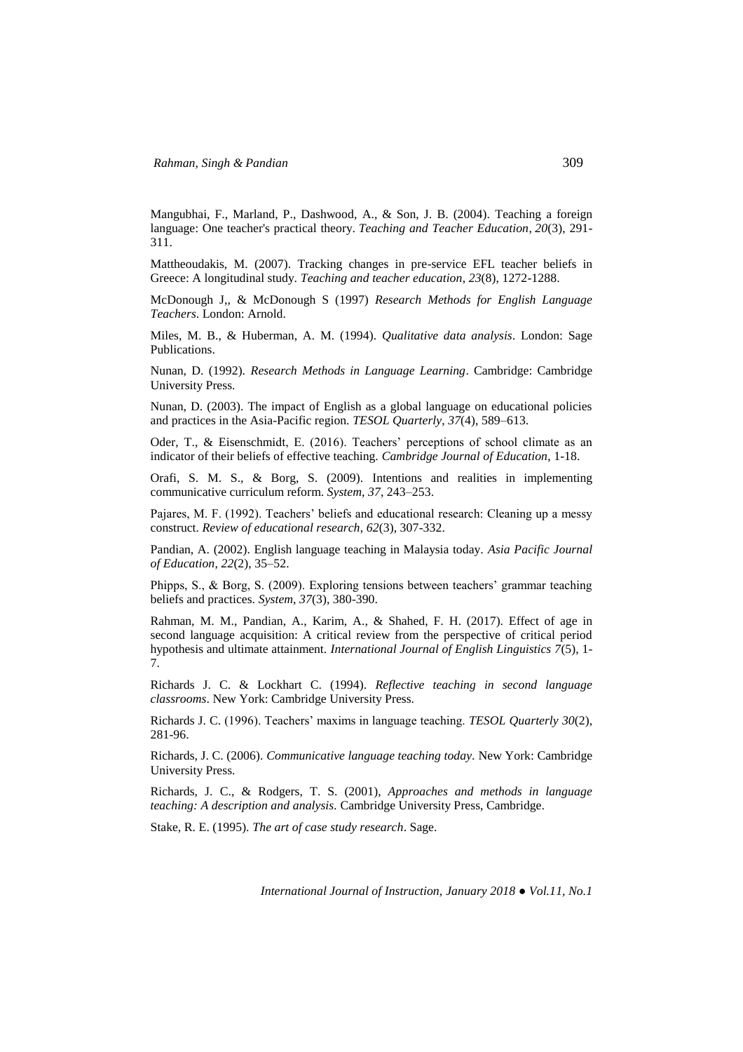Mangubhai, F., Marland, P., Dashwood, A., & Son, J. B. (2004). Teaching a foreign language: One teacher's practical theory. *Teaching and Teacher Education*, *20*(3), 291-311.

Mattheoudakis, M. (2007). Tracking changes in pre-service EFL teacher beliefs in Greece: A longitudinal study. *Teaching and teacher education*, *23*(8), 1272-1288.

McDonough J,, & McDonough S (1997) *Research Methods for English Language Teachers*. London: Arnold.

Miles, M. B., & Huberman, A. M. (1994). *Qualitative data analysis*. London: Sage Publications.

Nunan, D. (1992). *Research Methods in Language Learning*. Cambridge: Cambridge University Press.

Nunan, D. (2003). The impact of English as a global language on educational policies and practices in the Asia-Pacific region. *TESOL Quarterly*, *37*(4), 589–613.

Oder, T., & Eisenschmidt, E. (2016). Teachers' perceptions of school climate as an indicator of their beliefs of effective teaching. *Cambridge Journal of Education*, 1-18.

Orafi, S. M. S., & Borg, S. (2009). Intentions and realities in implementing communicative curriculum reform. *System*, *37*, 243–253.

Pajares, M. F. (1992). Teachers' beliefs and educational research: Cleaning up a messy construct. *Review of educational research*, *62*(3), 307-332.

Pandian, A. (2002). English language teaching in Malaysia today. *Asia Pacific Journal of Education*, *22*(2), 35–52.

Phipps, S., & Borg, S. (2009). Exploring tensions between teachers' grammar teaching beliefs and practices. *System*, *37*(3), 380-390.

Rahman, M. M., Pandian, A., Karim, A., & Shahed, F. H. (2017). Effect of age in second language acquisition: A critical review from the perspective of critical period hypothesis and ultimate attainment. *International Journal of English Linguistics 7*(5), 1-7.

Richards J. C. & Lockhart C. (1994). *Reflective teaching in second language classrooms*. New York: Cambridge University Press.

Richards J. C. (1996). Teachers' maxims in language teaching. *TESOL Quarterly 30*(2), 281-96.

Richards, J. C. (2006). *Communicative language teaching today*. New York: Cambridge University Press.

Richards, J. C., & Rodgers, T. S. (2001), *Approaches and methods in language teaching: A description and analysis*. Cambridge University Press, Cambridge.

Stake, R. E. (1995). *The art of case study research*. Sage.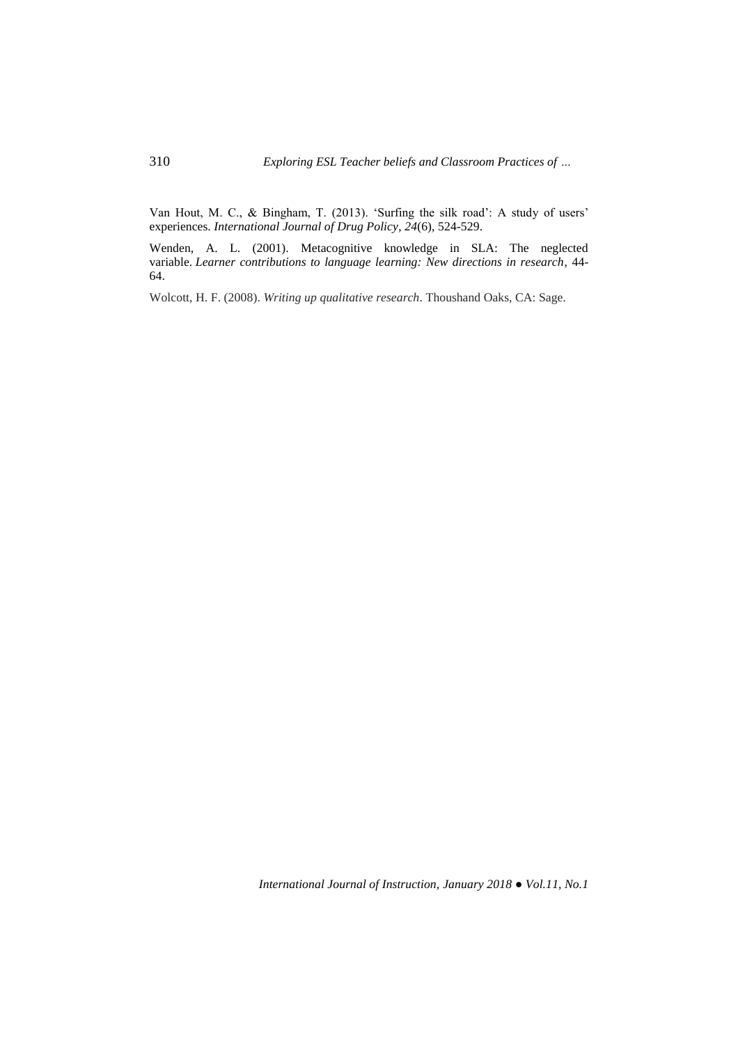Van Hout, M. C., & Bingham, T. (2013). 'Surfing the silk road': A study of users' experiences. *International Journal of Drug Policy*, *24*(6), 524-529.

Wenden, A. L. (2001). Metacognitive knowledge in SLA: The neglected variable. *Learner contributions to language learning: New directions in research*, 44-64.

Wolcott, H. F. (2008). *Writing up qualitative research*. Thoushand Oaks, CA: Sage.